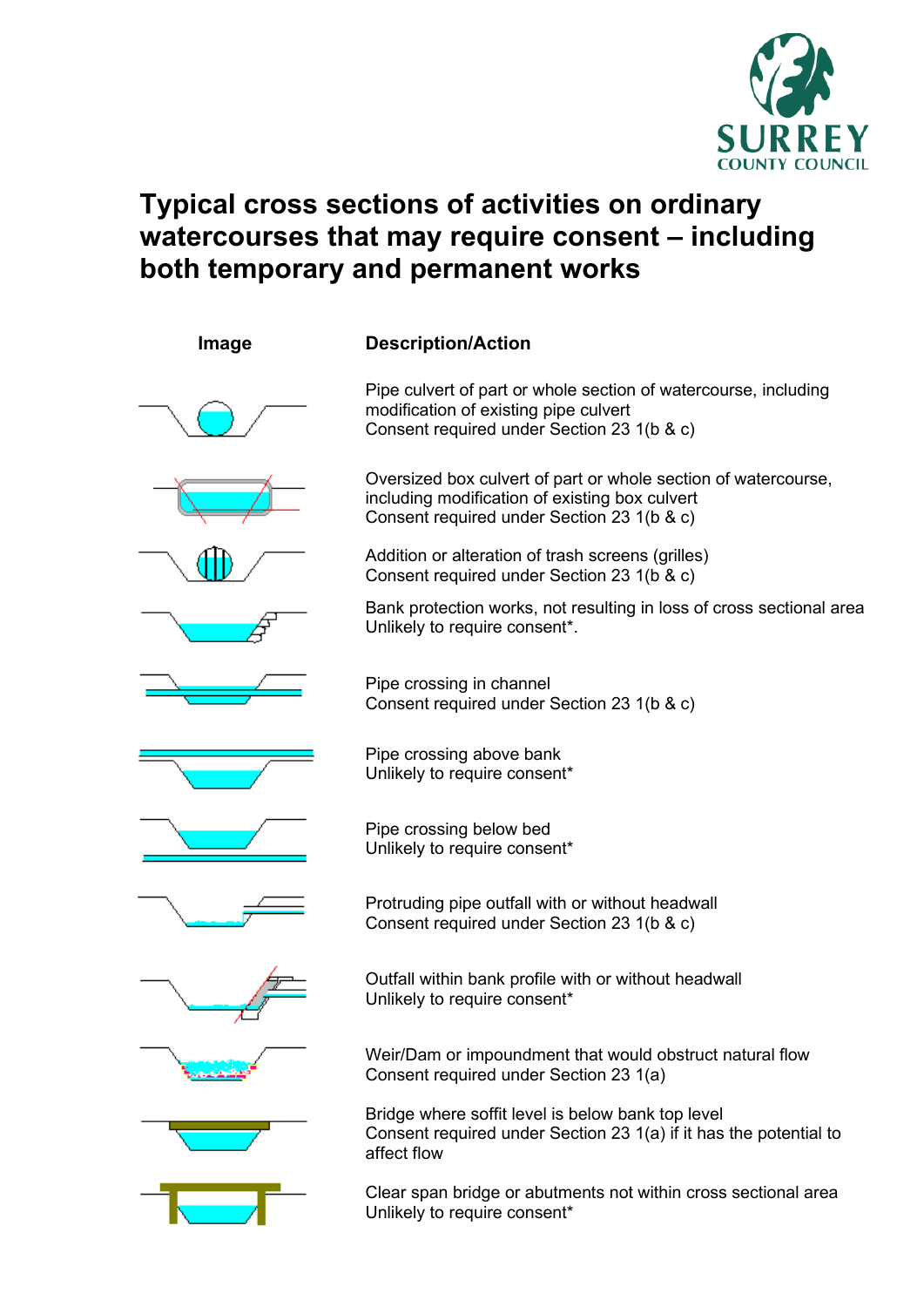# Typical cross sections of activities on ordinary watercourses that may require consent – including both temporary and permanent works

| Image | Description/Action |
| --- | --- |
| | Pipe culvert of part or whole section of watercourse, including modification of existing pipe culvert<br>Consent required under Section 23 1(b & c) |
| | Oversized box culvert of part or whole section of watercourse, including modification of existing box culvert<br>Consent required under Section 23 1(b & c) |
| | Addition or alteration of trash screens (grilles)<br>Consent required under Section 23 1(b & c) |
| | Bank protection works, not resulting in loss of cross sectional area<br>Unlikely to require consent*. |
| | Pipe crossing in channel<br>Consent required under Section 23 1(b & c) |
| | Pipe crossing above bank<br>Unlikely to require consent* |
| | Pipe crossing below bed<br>Unlikely to require consent* |
| | Protruding pipe outfall with or without headwall<br>Consent required under Section 23 1(b & c) |
| | Outfall within bank profile with or without headwall<br>Unlikely to require consent* |
| | Weir/Dam or impoundment that would obstruct natural flow<br>Consent required under Section 23 1(a) |
| | Bridge where soffit level is below bank top level<br>Consent required under Section 23 1(a) if it has the potential to affect flow |
| | Clear span bridge or abutments not within cross sectional area<br>Unlikely to require consent* |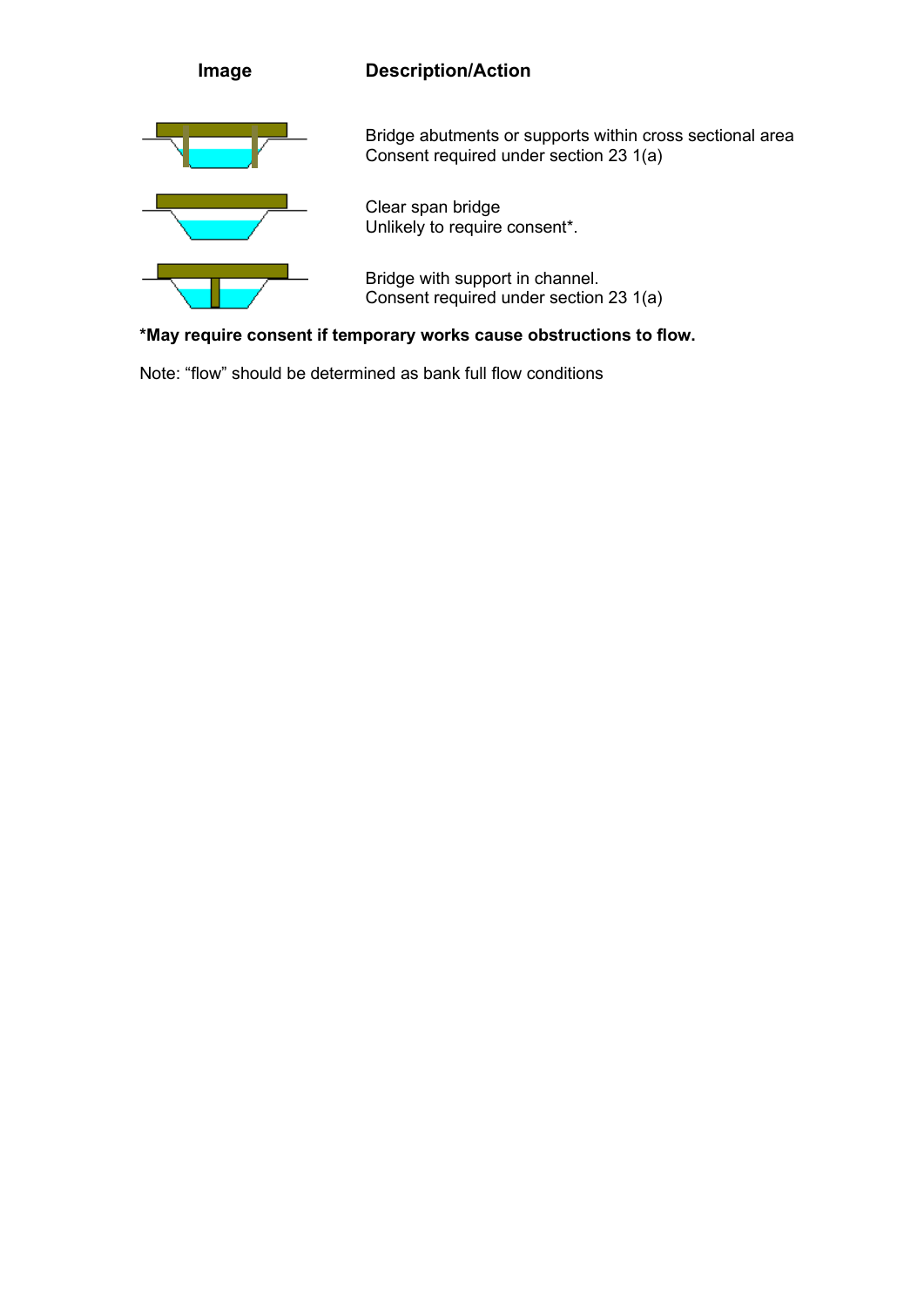| Image | Description/Action |
| --- | --- |
| | Bridge abutments or supports within cross sectional area<br>Consent required under section 23 1(a) |
| | Clear span bridge<br>Unlikely to require consent*. |
| | Bridge with support in channel.<br>Consent required under section 23 1(a) |

**\*May require consent if temporary works cause obstructions to flow.**

Note: “flow” should be determined as bank full flow conditions